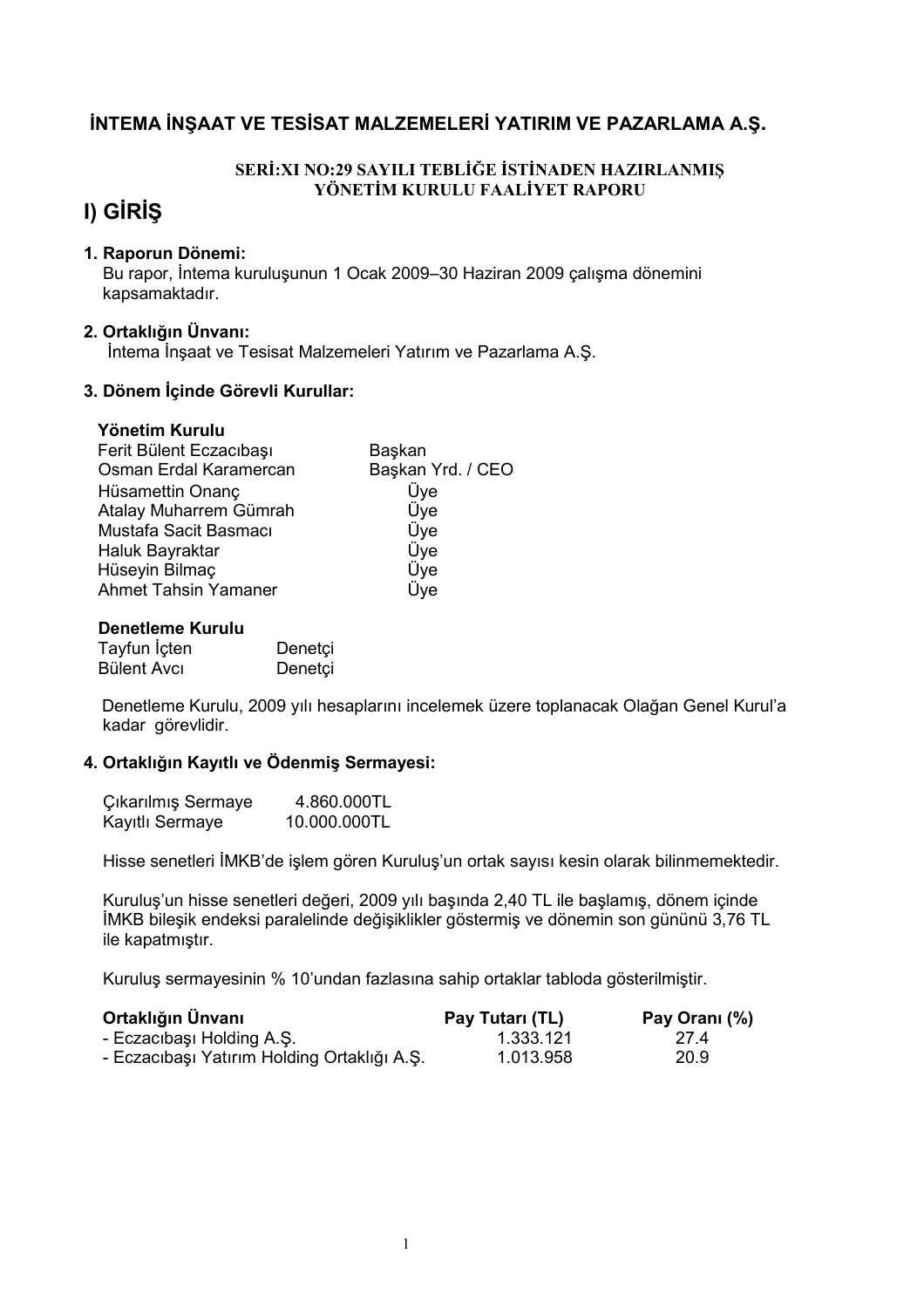# İNTEMA İNŞAAT VE TESİSAT MALZEMELERİ YATIRIM VE PAZARLAMA A.Ş.

**SERİ:XI NO:29 SAYILI TEBLİĞE İSTİNADEN HAZIRLANMIŞ YÖNETİM KURULU FAALİYET RAPORU**

## I) GİRİŞ

### 1. Raporun Dönemi:

Bu rapor, İntema kuruluşunun 1 Ocak 2009–30 Haziran 2009 çalışma dönemini kapsamaktadır.

### 2. Ortaklığın Ünvanı:

İntema İnşaat ve Tesisat Malzemeleri Yatırım ve Pazarlama A.Ş.

### 3. Dönem İçinde Görevli Kurullar:

**Yönetim Kurulu**

| | |
|---|---|
| Ferit Bülent Eczacıbaşı | Başkan |
| Osman Erdal Karamercan | Başkan Yrd. / CEO |
| Hüsamettin Onanç | Üye |
| Atalay Muharrem Gümrah | Üye |
| Mustafa Sacit Basmacı | Üye |
| Haluk Bayraktar | Üye |
| Hüseyin Bilmaç | Üye |
| Ahmet Tahsin Yamaner | Üye |

**Denetleme Kurulu**

| | |
|---|---|
| Tayfun İçten | Denetçi |
| Bülent Avcı | Denetçi |

Denetleme Kurulu, 2009 yılı hesaplarını incelemek üzere toplanacak Olağan Genel Kurul'a kadar görevlidir.

### 4. Ortaklığın Kayıtlı ve Ödenmiş Sermayesi:

| | |
|---|---|
| Çıkarılmış Sermaye | 4.860.000TL |
| Kayıtlı Sermaye | 10.000.000TL |

Hisse senetleri İMKB'de işlem gören Kuruluş'un ortak sayısı kesin olarak bilinmemektedir.

Kuruluş'un hisse senetleri değeri, 2009 yılı başında 2,40 TL ile başlamış, dönem içinde İMKB bileşik endeksi paralelinde değişiklikler göstermiş ve dönemin son gününü 3,76 TL ile kapatmıştır.

Kuruluş sermayesinin % 10'undan fazlasına sahip ortaklar tabloda gösterilmiştir.

| Ortaklığın Ünvanı | Pay Tutarı (TL) | Pay Oranı (%) |
|---|---|---|
| - Eczacıbaşı Holding A.Ş. | 1.333.121 | 27.4 |
| - Eczacıbaşı Yatırım Holding Ortaklığı A.Ş. | 1.013.958 | 20.9 |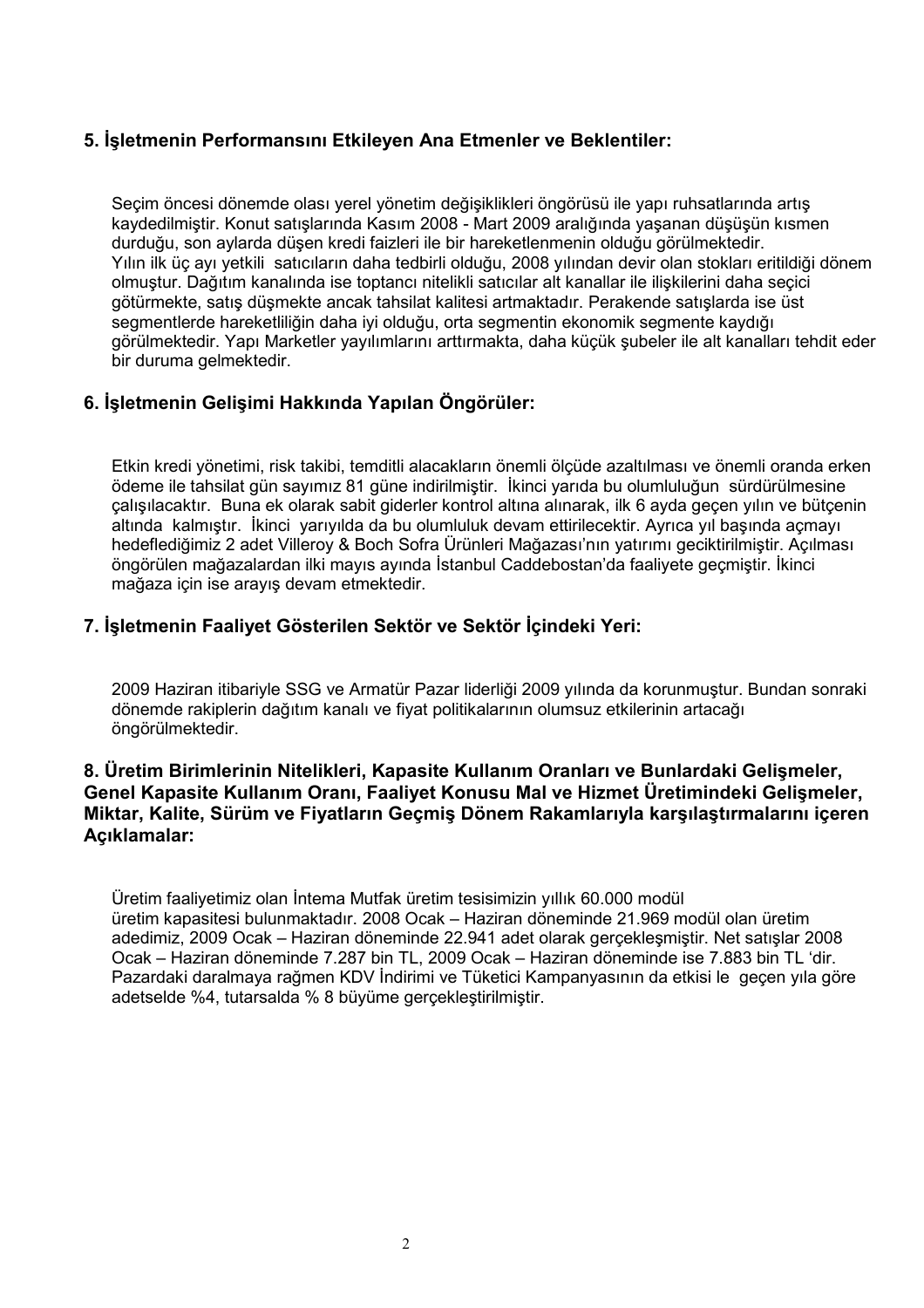## 5. İşletmenin Performansını Etkileyen Ana Etmenler ve Beklentiler:

Seçim öncesi dönemde olası yerel yönetim değişiklikleri öngörüsü ile yapı ruhsatlarında artış kaydedilmiştir. Konut satışlarında Kasım 2008 - Mart 2009 aralığında yaşanan düşüşün kısmen durduğu, son aylarda düşen kredi faizleri ile bir hareketlenmenin olduğu görülmektedir.
Yılın ilk üç ayı yetkili satıcıların daha tedbirli olduğu, 2008 yılından devir olan stokları eritildiği dönem olmuştur. Dağıtım kanalında ise toptancı nitelikli satıcılar alt kanallar ile ilişkilerini daha seçici götürmekte, satış düşmekte ancak tahsilat kalitesi artmaktadır. Perakende satışlarda ise üst segmentlerde hareketliliğin daha iyi olduğu, orta segmentin ekonomik segmente kaydığı görülmektedir. Yapı Marketler yayılımlarını arttırmakta, daha küçük şubeler ile alt kanalları tehdit eder bir duruma gelmektedir.

## 6. İşletmenin Gelişimi Hakkında Yapılan Öngörüler:

Etkin kredi yönetimi, risk takibi, temditli alacakların önemli ölçüde azaltılması ve önemli oranda erken ödeme ile tahsilat gün sayımız 81 güne indirilmiştir. İkinci yarıda bu olumluluğun sürdürülmesine çalışılacaktır. Buna ek olarak sabit giderler kontrol altına alınarak, ilk 6 ayda geçen yılın ve bütçenin altında kalmıştır. İkinci yarıyılda da bu olumluluk devam ettirilecektir. Ayrıca yıl başında açmayı hedeflediğimiz 2 adet Villeroy & Boch Sofra Ürünleri Mağazası'nın yatırımı geciktirilmiştir. Açılması öngörülen mağazalardan ilki mayıs ayında İstanbul Caddebostan'da faaliyete geçmiştir. İkinci mağaza için ise arayış devam etmektedir.

## 7. İşletmenin Faaliyet Gösterilen Sektör ve Sektör İçindeki Yeri:

2009 Haziran itibariyle SSG ve Armatür Pazar liderliği 2009 yılında da korunmuştur. Bundan sonraki dönemde rakiplerin dağıtım kanalı ve fiyat politikalarının olumsuz etkilerinin artacağı öngörülmektedir.

## 8. Üretim Birimlerinin Nitelikleri, Kapasite Kullanım Oranları ve Bunlardaki Gelişmeler, Genel Kapasite Kullanım Oranı, Faaliyet Konusu Mal ve Hizmet Üretimindeki Gelişmeler, Miktar, Kalite, Sürüm ve Fiyatların Geçmiş Dönem Rakamlarıyla karşılaştırmalarını içeren Açıklamalar:

Üretim faaliyetimiz olan İntema Mutfak üretim tesisimizin yıllık 60.000 modül üretim kapasitesi bulunmaktadır. 2008 Ocak – Haziran döneminde 21.969 modül olan üretim adedimiz, 2009 Ocak – Haziran döneminde 22.941 adet olarak gerçekleşmiştir. Net satışlar 2008 Ocak – Haziran döneminde 7.287 bin TL, 2009 Ocak – Haziran döneminde ise 7.883 bin TL 'dir. Pazardaki daralmaya rağmen KDV İndirimi ve Tüketici Kampanyasının da etkisi le geçen yıla göre adetselde %4, tutarsalda % 8 büyüme gerçekleştirilmiştir.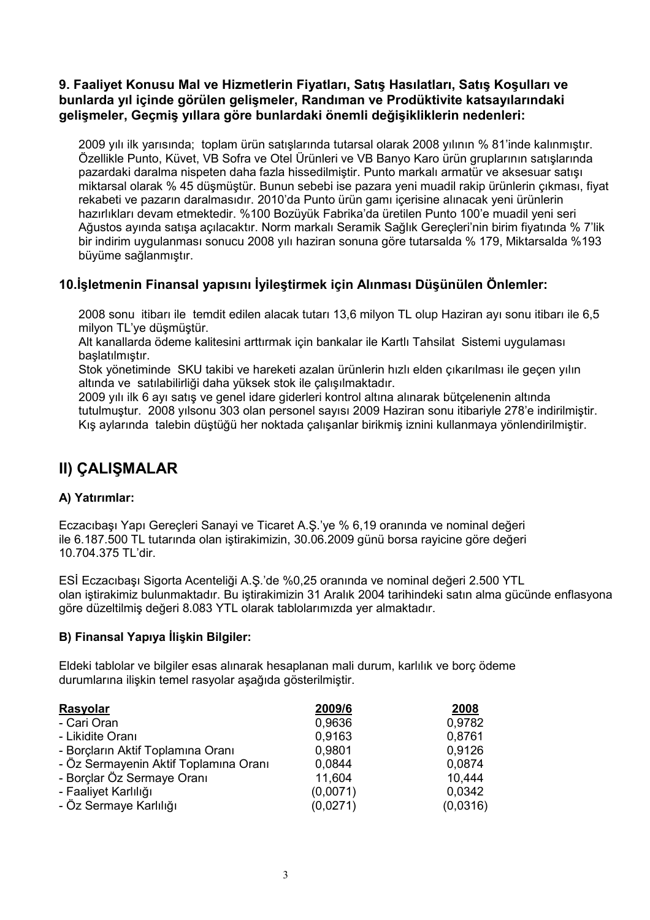### 9. Faaliyet Konusu Mal ve Hizmetlerin Fiyatları, Satış Hasılatları, Satış Koşulları ve bunlarda yıl içinde görülen gelişmeler, Randıman ve Prodüktivite katsayılarındaki gelişmeler, Geçmiş yıllara göre bunlardaki önemli değişikliklerin nedenleri:

2009 yılı ilk yarısında; toplam ürün satışlarında tutarsal olarak 2008 yılının % 81'inde kalınmıştır. Özellikle Punto, Küvet, VB Sofra ve Otel Ürünleri ve VB Banyo Karo ürün gruplarının satışlarında pazardaki daralma nispeten daha fazla hissedilmiştir. Punto markalı armatür ve aksesuar satışı miktarsal olarak % 45 düşmüştür. Bunun sebebi ise pazara yeni muadil rakip ürünlerin çıkması, fiyat rekabeti ve pazarın daralmasıdır. 2010'da Punto ürün gamı içerisine alınacak yeni ürünlerin hazırlıkları devam etmektedir. %100 Bozüyük Fabrika'da üretilen Punto 100'e muadil yeni seri Ağustos ayında satışa açılacaktır. Norm markalı Seramik Sağlık Gereçleri'nin birim fiyatında % 7'lik bir indirim uygulanması sonucu 2008 yılı haziran sonuna göre tutarsalda % 179, Miktarsalda %193 büyüme sağlanmıştır.

### 10.İşletmenin Finansal yapısını İyileştirmek için Alınması Düşünülen Önlemler:

2008 sonu itibarı ile temdit edilen alacak tutarı 13,6 milyon TL olup Haziran ayı sonu itibarı ile 6,5 milyon TL'ye düşmüştür.
Alt kanallarda ödeme kalitesini arttırmak için bankalar ile Kartlı Tahsilat Sistemi uygulaması başlatılmıştır.
Stok yönetiminde SKU takibi ve hareketi azalan ürünlerin hızlı elden çıkarılması ile geçen yılın altında ve satılabilirliği daha yüksek stok ile çalışılmaktadır.
2009 yılı ilk 6 ayı satış ve genel idare giderleri kontrol altına alınarak bütçelenenin altında tutulmuştur. 2008 yılsonu 303 olan personel sayısı 2009 Haziran sonu itibariyle 278'e indirilmiştir. Kış aylarında talebin düştüğü her noktada çalışanlar birikmiş iznini kullanmaya yönlendirilmiştir.

## II) ÇALIŞMALAR

### A) Yatırımlar:

Eczacıbaşı Yapı Gereçleri Sanayi ve Ticaret A.Ş.'ye % 6,19 oranında ve nominal değeri ile 6.187.500 TL tutarında olan iştirakimizin, 30.06.2009 günü borsa rayicine göre değeri 10.704.375 TL'dir.

ESİ Eczacıbaşı Sigorta Acenteliği A.Ş.'de %0,25 oranında ve nominal değeri 2.500 YTL olan iştirakimiz bulunmaktadır. Bu iştirakimizin 31 Aralık 2004 tarihindeki satın alma gücünde enflasyona göre düzeltilmiş değeri 8.083 YTL olarak tablolarımızda yer almaktadır.

### B) Finansal Yapıya İlişkin Bilgiler:

Eldeki tablolar ve bilgiler esas alınarak hesaplanan mali durum, karlılık ve borç ödeme durumlarına ilişkin temel rasyolar aşağıda gösterilmiştir.

| Rasyolar | 2009/6 | 2008 |
|---|---|---|
| - Cari Oran | 0,9636 | 0,9782 |
| - Likidite Oranı | 0,9163 | 0,8761 |
| - Borçların Aktif Toplamına Oranı | 0,9801 | 0,9126 |
| - Öz Sermayenin Aktif Toplamına Oranı | 0,0844 | 0,0874 |
| - Borçlar Öz Sermaye Oranı | 11,604 | 10,444 |
| - Faaliyet Karlılığı | (0,0071) | 0,0342 |
| - Öz Sermaye Karlılığı | (0,0271) | (0,0316) |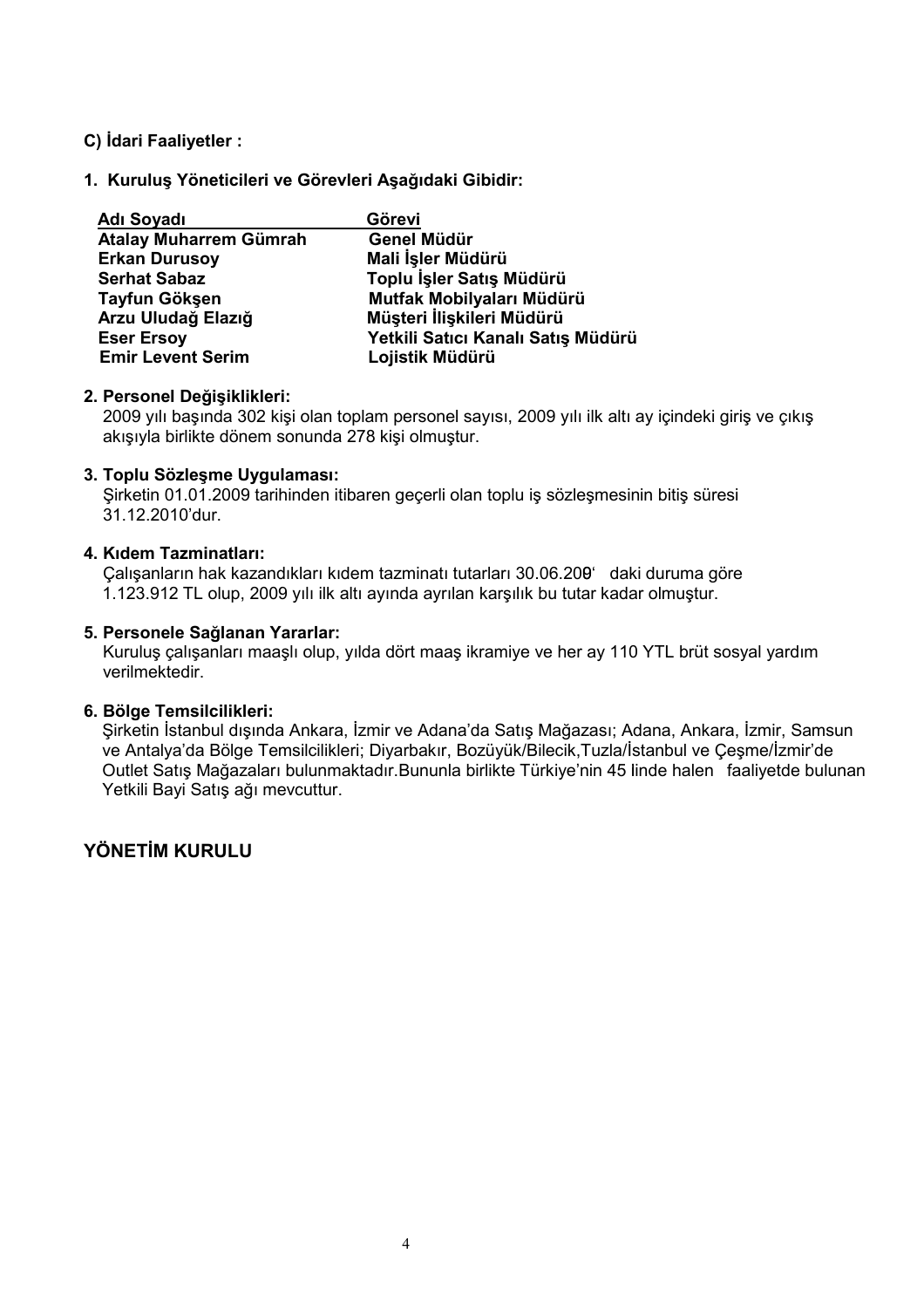**C) İdari Faaliyetler :**

**1. Kuruluş Yöneticileri ve Görevleri Aşağıdaki Gibidir:**

| Adı Soyadı | Görevi |
| --- | --- |
| **Atalay Muharrem Gümrah** | **Genel Müdür** |
| **Erkan Durusoy** | **Mali İşler Müdürü** |
| **Serhat Sabaz** | **Toplu İşler Satış Müdürü** |
| **Tayfun Gökşen** | **Mutfak Mobilyaları Müdürü** |
| **Arzu Uludağ Elazığ** | **Müşteri İlişkileri Müdürü** |
| **Eser Ersoy** | **Yetkili Satıcı Kanalı Satış Müdürü** |
| **Emir Levent Serim** | **Lojistik Müdürü** |

**2. Personel Değişiklikleri:**

2009 yılı başında 302 kişi olan toplam personel sayısı, 2009 yılı ilk altı ay içindeki giriş ve çıkış akışıyla birlikte dönem sonunda 278 kişi olmuştur.

**3. Toplu Sözleşme Uygulaması:**

Şirketin 01.01.2009 tarihinden itibaren geçerli olan toplu iş sözleşmesinin bitiş süresi 31.12.2010'dur.

**4. Kıdem Tazminatları:**

Çalışanların hak kazandıkları kıdem tazminatı tutarları 30.06.209' daki duruma göre 1.123.912 TL olup, 2009 yılı ilk altı ayında ayrılan karşılık bu tutar kadar olmuştur.

**5. Personele Sağlanan Yararlar:**

Kuruluş çalışanları maaşlı olup, yılda dört maaş ikramiye ve her ay 110 YTL brüt sosyal yardım verilmektedir.

**6. Bölge Temsilcilikleri:**

Şirketin İstanbul dışında Ankara, İzmir ve Adana'da Satış Mağazası; Adana, Ankara, İzmir, Samsun ve Antalya'da Bölge Temsilcilikleri; Diyarbakır, Bozüyük/Bilecik,Tuzla/İstanbul ve Çeşme/İzmir'de Outlet Satış Mağazaları bulunmaktadır.Bununla birlikte Türkiye'nin 45 linde halen faaliyetde bulunan Yetkili Bayi Satış ağı mevcuttur.

## YÖNETİM KURULU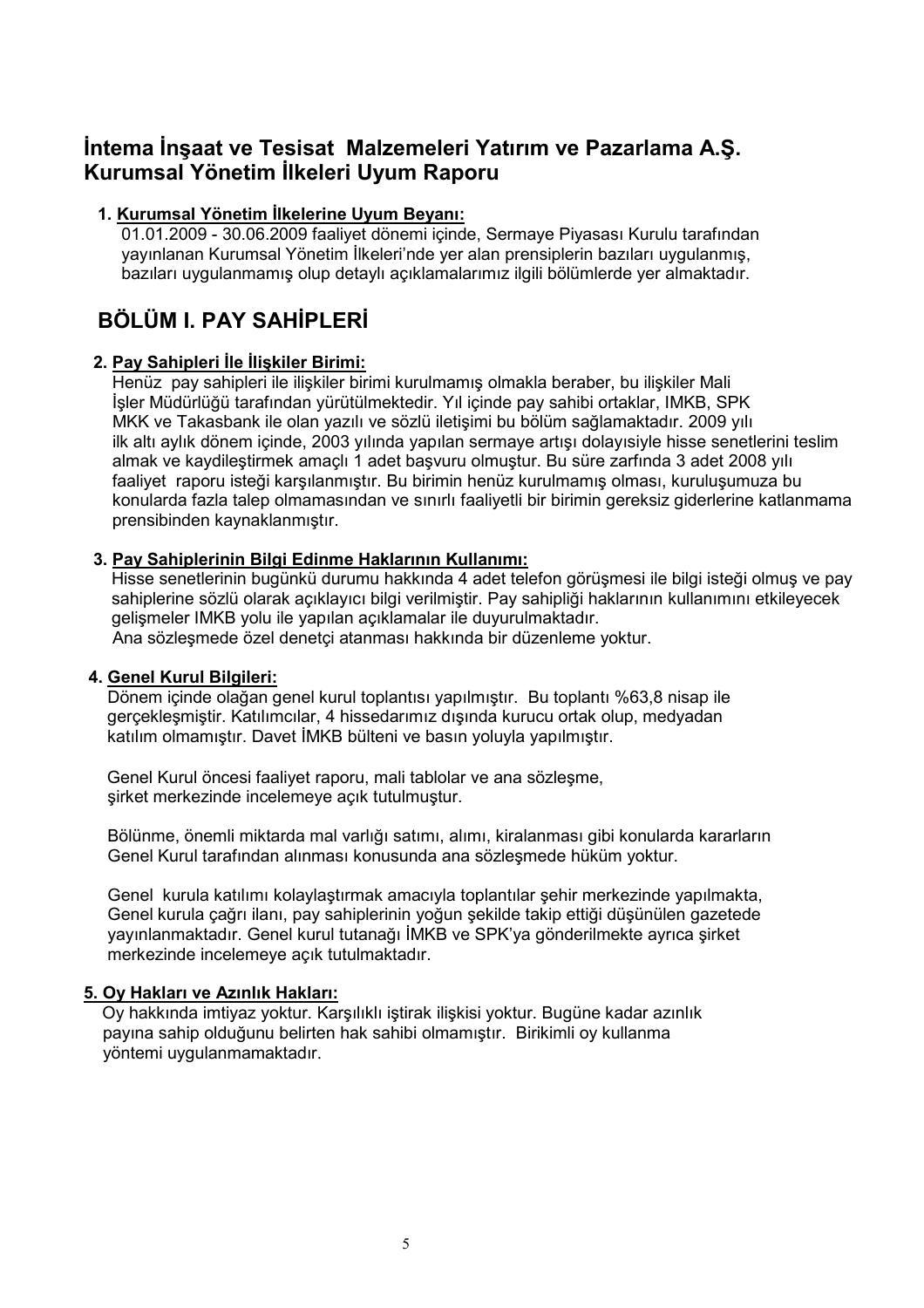## İntema İnşaat ve Tesisat Malzemeleri Yatırım ve Pazarlama A.Ş. Kurumsal Yönetim İlkeleri Uyum Raporu

### 1. Kurumsal Yönetim İlkelerine Uyum Beyanı:

01.01.2009 - 30.06.2009 faaliyet dönemi içinde, Sermaye Piyasası Kurulu tarafından yayınlanan Kurumsal Yönetim İlkeleri'nde yer alan prensiplerin bazıları uygulanmış, bazıları uygulanmamış olup detaylı açıklamalarımız ilgili bölümlerde yer almaktadır.

## BÖLÜM I. PAY SAHİPLERİ

### 2. Pay Sahipleri İle İlişkiler Birimi:

Henüz pay sahipleri ile ilişkiler birimi kurulmamış olmakla beraber, bu ilişkiler Mali İşler Müdürlüğü tarafından yürütülmektedir. Yıl içinde pay sahibi ortaklar, IMKB, SPK MKK ve Takasbank ile olan yazılı ve sözlü iletişimi bu bölüm sağlamaktadır. 2009 yılı ilk altı aylık dönem içinde, 2003 yılında yapılan sermaye artışı dolayısiyle hisse senetlerini teslim almak ve kaydileştirmek amaçlı 1 adet başvuru olmuştur. Bu süre zarfında 3 adet 2008 yılı faaliyet raporu isteği karşılanmıştır. Bu birimin henüz kurulmamış olması, kuruluşumuza bu konularda fazla talep olmamasından ve sınırlı faaliyetli bir birimin gereksiz giderlerine katlanmama prensibinden kaynaklanmıştır.

### 3. Pay Sahiplerinin Bilgi Edinme Haklarının Kullanımı:

Hisse senetlerinin bugünkü durumu hakkında 4 adet telefon görüşmesi ile bilgi isteği olmuş ve pay sahiplerine sözlü olarak açıklayıcı bilgi verilmiştir. Pay sahipliği haklarının kullanımını etkileyecek gelişmeler IMKB yolu ile yapılan açıklamalar ile duyurulmaktadır.

Ana sözleşmede özel denetçi atanması hakkında bir düzenleme yoktur.

### 4. Genel Kurul Bilgileri:

Dönem içinde olağan genel kurul toplantısı yapılmıştır. Bu toplantı %63,8 nisap ile gerçekleşmiştir. Katılımcılar, 4 hissedarımız dışında kurucu ortak olup, medyadan katılım olmamıştır. Davet İMKB bülteni ve basın yoluyla yapılmıştır.

Genel Kurul öncesi faaliyet raporu, mali tablolar ve ana sözleşme, şirket merkezinde incelemeye açık tutulmuştur.

Bölünme, önemli miktarda mal varlığı satımı, alımı, kiralanması gibi konularda kararların Genel Kurul tarafından alınması konusunda ana sözleşmede hüküm yoktur.

Genel kurula katılımı kolaylaştırmak amacıyla toplantılar şehir merkezinde yapılmakta, Genel kurula çağrı ilanı, pay sahiplerinin yoğun şekilde takip ettiği düşünülen gazetede yayınlanmaktadır. Genel kurul tutanağı İMKB ve SPK'ya gönderilmekte ayrıca şirket merkezinde incelemeye açık tutulmaktadır.

### 5. Oy Hakları ve Azınlık Hakları:

Oy hakkında imtiyaz yoktur. Karşılıklı iştirak ilişkisi yoktur. Bugüne kadar azınlık payına sahip olduğunu belirten hak sahibi olmamıştır. Birikimli oy kullanma yöntemi uygulanmamaktadır.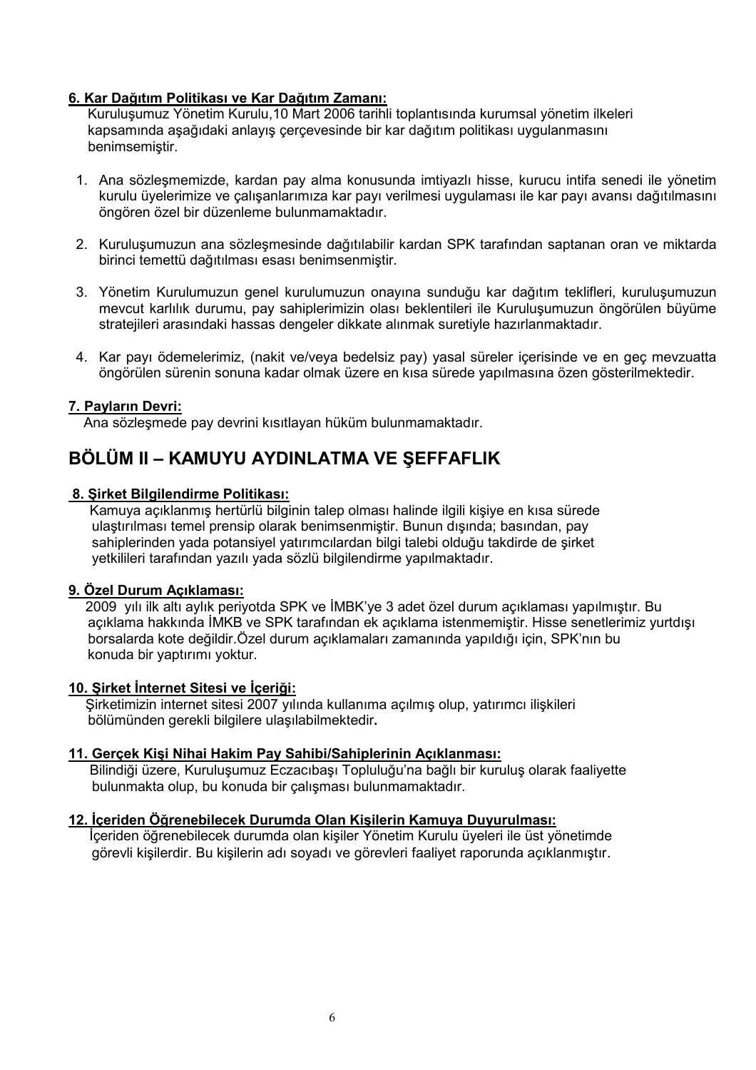**6. Kar Dağıtım Politikası ve Kar Dağıtım Zamanı:**

Kuruluşumuz Yönetim Kurulu,10 Mart 2006 tarihli toplantısında kurumsal yönetim ilkeleri kapsamında aşağıdaki anlayış çerçevesinde bir kar dağıtım politikası uygulanmasını benimsemiştir.

1. Ana sözleşmemizde, kardan pay alma konusunda imtiyazlı hisse, kurucu intifa senedi ile yönetim kurulu üyelerimize ve çalışanlarımıza kar payı verilmesi uygulaması ile kar payı avansı dağıtılmasını öngören özel bir düzenleme bulunmamaktadır.

2. Kuruluşumuzun ana sözleşmesinde dağıtılabilir kardan SPK tarafından saptanan oran ve miktarda birinci temettü dağıtılması esası benimsenmiştir.

3. Yönetim Kurulumuzun genel kurulumuzun onayına sunduğu kar dağıtım teklifleri, kuruluşumuzun mevcut karlılık durumu, pay sahiplerimizin olası beklentileri ile Kuruluşumuzun öngörülen büyüme stratejileri arasındaki hassas dengeler dikkate alınmak suretiyle hazırlanmaktadır.

4. Kar payı ödemelerimiz, (nakit ve/veya bedelsiz pay) yasal süreler içerisinde ve en geç mevzuatta öngörülen sürenin sonuna kadar olmak üzere en kısa sürede yapılmasına özen gösterilmektedir.

**7. Payların Devri:**

Ana sözleşmede pay devrini kısıtlayan hüküm bulunmamaktadır.

## BÖLÜM II – KAMUYU AYDINLATMA VE ŞEFFAFLIK

**8. Şirket Bilgilendirme Politikası:**

Kamuya açıklanmış hertürlü bilginin talep olması halinde ilgili kişiye en kısa sürede ulaştırılması temel prensip olarak benimsenmiştir. Bunun dışında; basından, pay sahiplerinden yada potansiyel yatırımcılardan bilgi talebi olduğu takdirde de şirket yetkilileri tarafından yazılı yada sözlü bilgilendirme yapılmaktadır.

**9. Özel Durum Açıklaması:**

2009 yılı ilk altı aylık periyotda SPK ve İMBK'ye 3 adet özel durum açıklaması yapılmıştır. Bu açıklama hakkında İMKB ve SPK tarafından ek açıklama istenmemiştir. Hisse senetlerimiz yurtdışı borsalarda kote değildir.Özel durum açıklamaları zamanında yapıldığı için, SPK'nın bu konuda bir yaptırımı yoktur.

**10. Şirket İnternet Sitesi ve İçeriği:**

Şirketimizin internet sitesi 2007 yılında kullanıma açılmış olup, yatırımcı ilişkileri bölümünden gerekli bilgilere ulaşılabilmektedir**.**

**11. Gerçek Kişi Nihai Hakim Pay Sahibi/Sahiplerinin Açıklanması:**

Bilindiği üzere, Kuruluşumuz Eczacıbaşı Topluluğu'na bağlı bir kuruluş olarak faaliyette bulunmakta olup, bu konuda bir çalışması bulunmamaktadır.

**12. İçeriden Öğrenebilecek Durumda Olan Kişilerin Kamuya Duyurulması:**

İçeriden öğrenebilecek durumda olan kişiler Yönetim Kurulu üyeleri ile üst yönetimde görevli kişilerdir. Bu kişilerin adı soyadı ve görevleri faaliyet raporunda açıklanmıştır.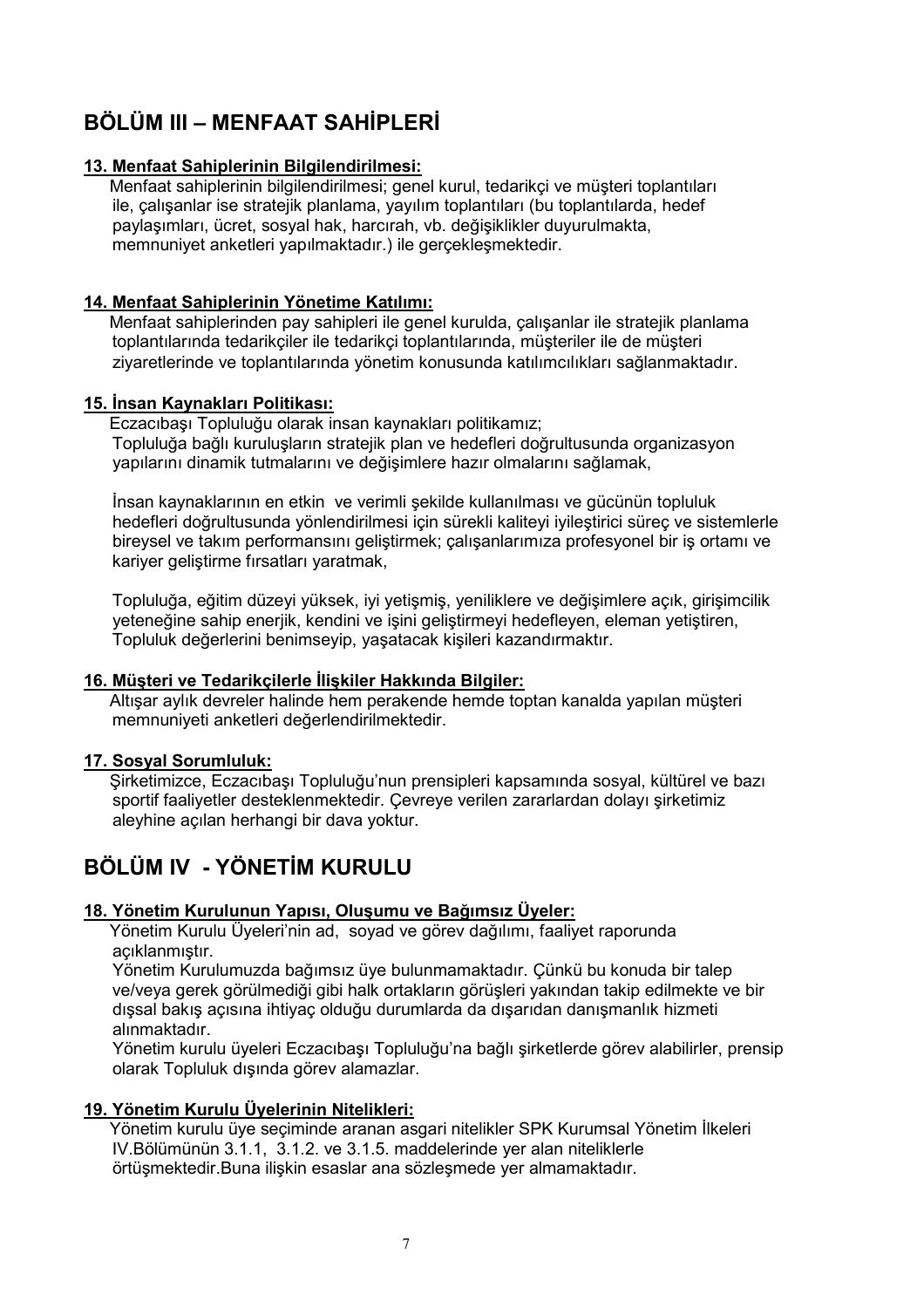## BÖLÜM III – MENFAAT SAHİPLERİ

**13. Menfaat Sahiplerinin Bilgilendirilmesi:**

Menfaat sahiplerinin bilgilendirilmesi; genel kurul, tedarikçi ve müşteri toplantıları ile, çalışanlar ise stratejik planlama, yayılım toplantıları (bu toplantılarda, hedef paylaşımları, ücret, sosyal hak, harcırah, vb. değişiklikler duyurulmakta, memnuniyet anketleri yapılmaktadır.) ile gerçekleşmektedir.

**14. Menfaat Sahiplerinin Yönetime Katılımı:**

Menfaat sahiplerinden pay sahipleri ile genel kurulda, çalışanlar ile stratejik planlama toplantılarında tedarikçiler ile tedarikçi toplantılarında, müşteriler ile de müşteri ziyaretlerinde ve toplantılarında yönetim konusunda katılımcılıkları sağlanmaktadır.

**15. İnsan Kaynakları Politikası:**

Eczacıbaşı Topluluğu olarak insan kaynakları politikamız;
Topluluğa bağlı kuruluşların stratejik plan ve hedefleri doğrultusunda organizasyon yapılarını dinamik tutmalarını ve değişimlere hazır olmalarını sağlamak,

İnsan kaynaklarının en etkin ve verimli şekilde kullanılması ve gücünün topluluk hedefleri doğrultusunda yönlendirilmesi için sürekli kaliteyi iyileştirici süreç ve sistemlerle bireysel ve takım performansını geliştirmek; çalışanlarımıza profesyonel bir iş ortamı ve kariyer geliştirme fırsatları yaratmak,

Topluluğa, eğitim düzeyi yüksek, iyi yetişmiş, yeniliklere ve değişimlere açık, girişimcilik yeteneğine sahip enerjik, kendini ve işini geliştirmeyi hedefleyen, eleman yetiştiren, Topluluk değerlerini benimseyip, yaşatacak kişileri kazandırmaktır.

**16. Müşteri ve Tedarikçilerle İlişkiler Hakkında Bilgiler:**

Altışar aylık devreler halinde hem perakende hemde toptan kanalda yapılan müşteri memnuniyeti anketleri değerlendirilmektedir.

**17. Sosyal Sorumluluk:**

Şirketimizce, Eczacıbaşı Topluluğu'nun prensipleri kapsamında sosyal, kültürel ve bazı sportif faaliyetler desteklenmektedir. Çevreye verilen zararlardan dolayı şirketimiz aleyhine açılan herhangi bir dava yoktur.

## BÖLÜM IV - YÖNETİM KURULU

**18. Yönetim Kurulunun Yapısı, Oluşumu ve Bağımsız Üyeler:**

Yönetim Kurulu Üyeleri'nin ad, soyad ve görev dağılımı, faaliyet raporunda açıklanmıştır.
Yönetim Kurulumuzda bağımsız üye bulunmamaktadır. Çünkü bu konuda bir talep ve/veya gerek görülmediği gibi halk ortakların görüşleri yakından takip edilmekte ve bir dışsal bakış açısına ihtiyaç olduğu durumlarda da dışarıdan danışmanlık hizmeti alınmaktadır.
Yönetim kurulu üyeleri Eczacıbaşı Topluluğu'na bağlı şirketlerde görev alabilirler, prensip olarak Topluluk dışında görev alamazlar.

**19. Yönetim Kurulu Üyelerinin Nitelikleri:**

Yönetim kurulu üye seçiminde aranan asgari nitelikler SPK Kurumsal Yönetim İlkeleri IV.Bölümünün 3.1.1, 3.1.2. ve 3.1.5. maddelerinde yer alan niteliklerle örtüşmektedir.Buna ilişkin esaslar ana sözleşmede yer almamaktadır.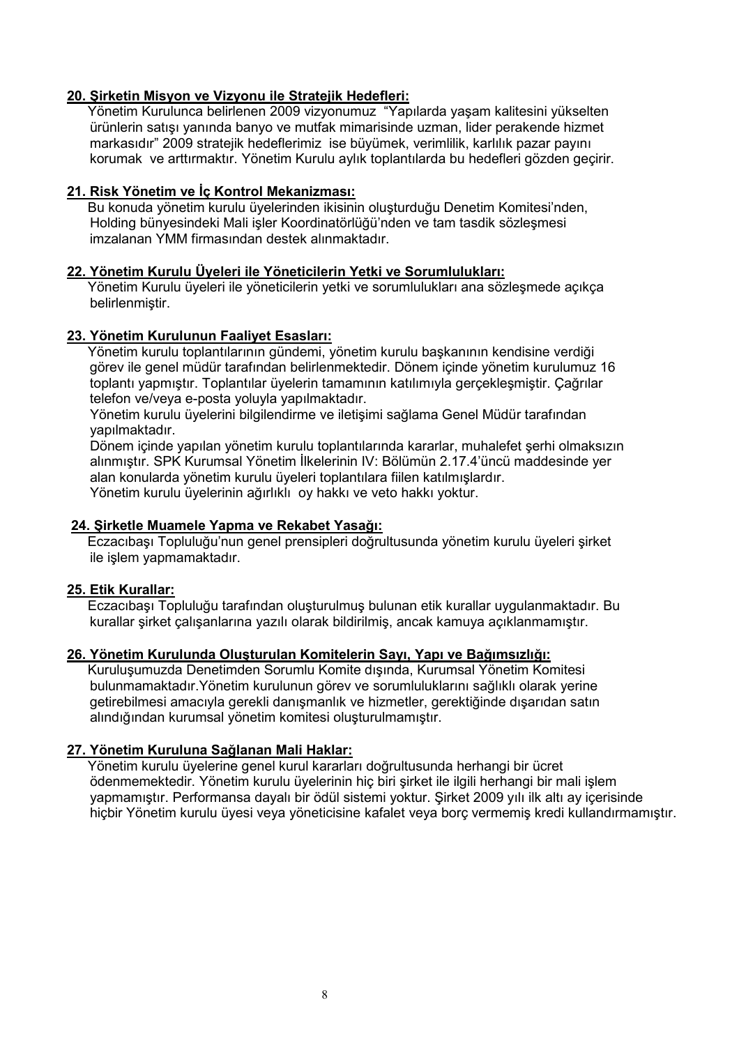**20. Şirketin Misyon ve Vizyonu ile Stratejik Hedefleri:**

Yönetim Kurulunca belirlenen 2009 vizyonumuz "Yapılarda yaşam kalitesini yükselten ürünlerin satışı yanında banyo ve mutfak mimarisinde uzman, lider perakende hizmet markasıdır" 2009 stratejik hedeflerimiz ise büyümek, verimlilik, karlılık pazar payını korumak ve arttırmaktır. Yönetim Kurulu aylık toplantılarda bu hedefleri gözden geçirir.

**21. Risk Yönetim ve İç Kontrol Mekanizması:**

Bu konuda yönetim kurulu üyelerinden ikisinin oluşturduğu Denetim Komitesi'nden, Holding bünyesindeki Mali işler Koordinatörlüğü'nden ve tam tasdik sözleşmesi imzalanan YMM firmasından destek alınmaktadır.

**22. Yönetim Kurulu Üyeleri ile Yöneticilerin Yetki ve Sorumlulukları:**

Yönetim Kurulu üyeleri ile yöneticilerin yetki ve sorumlulukları ana sözleşmede açıkça belirlenmiştir.

**23. Yönetim Kurulunun Faaliyet Esasları:**

Yönetim kurulu toplantılarının gündemi, yönetim kurulu başkanının kendisine verdiği görev ile genel müdür tarafından belirlenmektedir. Dönem içinde yönetim kurulumuz 16 toplantı yapmıştır. Toplantılar üyelerin tamamının katılımıyla gerçekleşmiştir. Çağrılar telefon ve/veya e-posta yoluyla yapılmaktadır.

Yönetim kurulu üyelerini bilgilendirme ve iletişimi sağlama Genel Müdür tarafından yapılmaktadır.

Dönem içinde yapılan yönetim kurulu toplantılarında kararlar, muhalefet şerhi olmaksızın alınmıştır. SPK Kurumsal Yönetim İlkelerinin IV: Bölümün 2.17.4'üncü maddesinde yer alan konularda yönetim kurulu üyeleri toplantılara fiilen katılmışlardır.

Yönetim kurulu üyelerinin ağırlıklı oy hakkı ve veto hakkı yoktur.

**24. Şirketle Muamele Yapma ve Rekabet Yasağı:**

Eczacıbaşı Topluluğu'nun genel prensipleri doğrultusunda yönetim kurulu üyeleri şirket ile işlem yapmamaktadır.

**25. Etik Kurallar:**

Eczacıbaşı Topluluğu tarafından oluşturulmuş bulunan etik kurallar uygulanmaktadır. Bu kurallar şirket çalışanlarına yazılı olarak bildirilmiş, ancak kamuya açıklanmamıştır.

**26. Yönetim Kurulunda Oluşturulan Komitelerin Sayı, Yapı ve Bağımsızlığı:**

Kuruluşumuzda Denetimden Sorumlu Komite dışında, Kurumsal Yönetim Komitesi bulunmamaktadır.Yönetim kurulunun görev ve sorumluluklarını sağlıklı olarak yerine getirebilmesi amacıyla gerekli danışmanlık ve hizmetler, gerektiğinde dışarıdan satın alındığından kurumsal yönetim komitesi oluşturulmamıştır.

**27. Yönetim Kuruluna Sağlanan Mali Haklar:**

Yönetim kurulu üyelerine genel kurul kararları doğrultusunda herhangi bir ücret ödenmemektedir. Yönetim kurulu üyelerinin hiç biri şirket ile ilgili herhangi bir mali işlem yapmamıştır. Performansa dayalı bir ödül sistemi yoktur. Şirket 2009 yılı ilk altı ay içerisinde hiçbir Yönetim kurulu üyesi veya yöneticisine kafalet veya borç vermemiş kredi kullandırmamıştır.